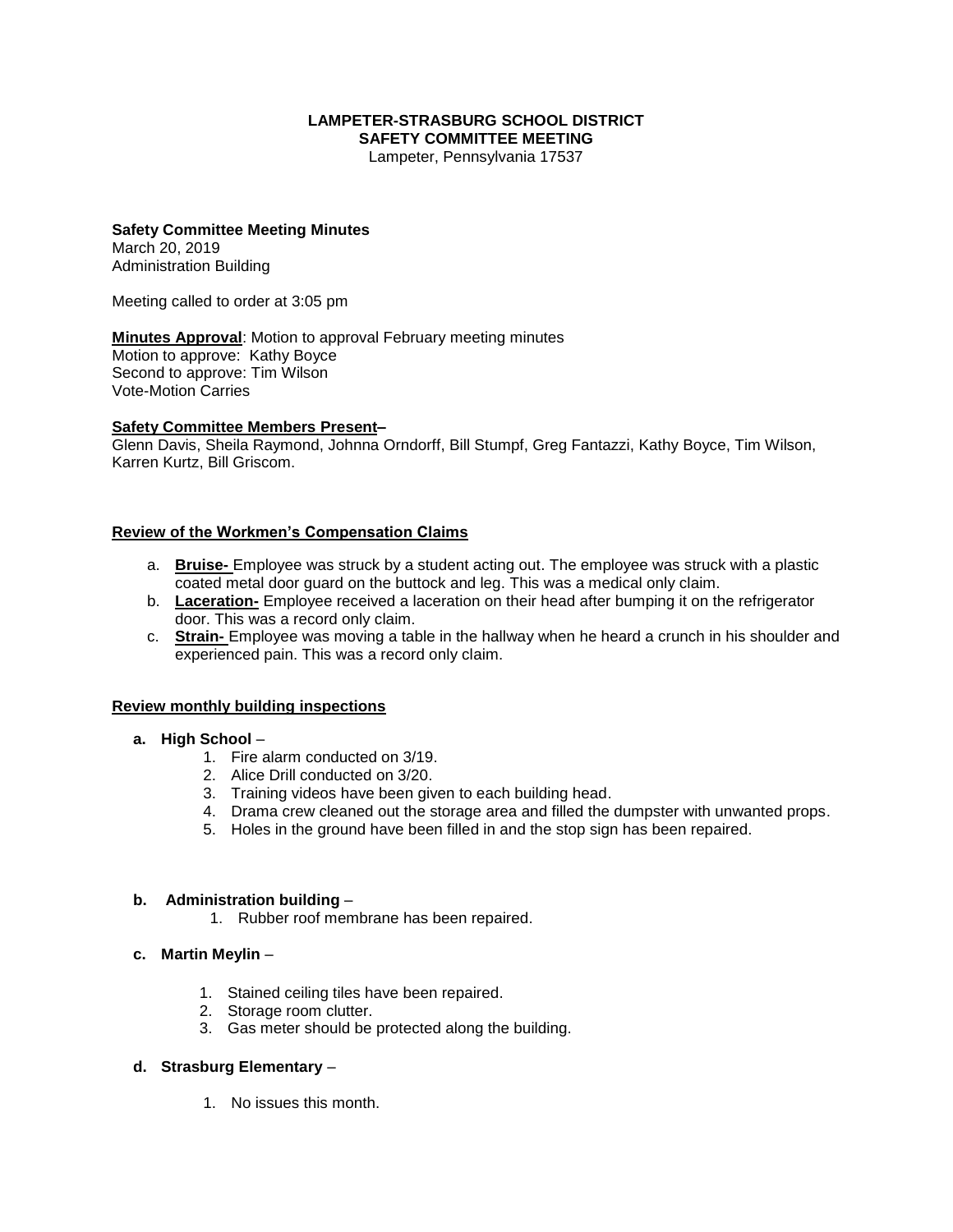**LAMPETER-STRASBURG SCHOOL DISTRICT**
**SAFETY COMMITTEE MEETING**
Lampeter, Pennsylvania 17537

**Safety Committee Meeting Minutes**
March 20, 2019
Administration Building

Meeting called to order at 3:05 pm

**Minutes Approval**: Motion to approval February meeting minutes
Motion to approve: Kathy Boyce
Second to approve: Tim Wilson
Vote-Motion Carries

**Safety Committee Members Present–**
Glenn Davis, Sheila Raymond, Johnna Orndorff, Bill Stumpf, Greg Fantazzi, Kathy Boyce, Tim Wilson, Karren Kurtz, Bill Griscom.

**Review of the Workmen's Compensation Claims**

a. **Bruise-** Employee was struck by a student acting out. The employee was struck with a plastic coated metal door guard on the buttock and leg. This was a medical only claim.
b. **Laceration-** Employee received a laceration on their head after bumping it on the refrigerator door. This was a record only claim.
c. **Strain-** Employee was moving a table in the hallway when he heard a crunch in his shoulder and experienced pain. This was a record only claim.

**Review monthly building inspections**

**a. High School** –

1. Fire alarm conducted on 3/19.
2. Alice Drill conducted on 3/20.
3. Training videos have been given to each building head.
4. Drama crew cleaned out the storage area and filled the dumpster with unwanted props.
5. Holes in the ground have been filled in and the stop sign has been repaired.

**b. Administration building** –

1. Rubber roof membrane has been repaired.

**c. Martin Meylin** –

1. Stained ceiling tiles have been repaired.
2. Storage room clutter.
3. Gas meter should be protected along the building.

**d. Strasburg Elementary** –

1. No issues this month.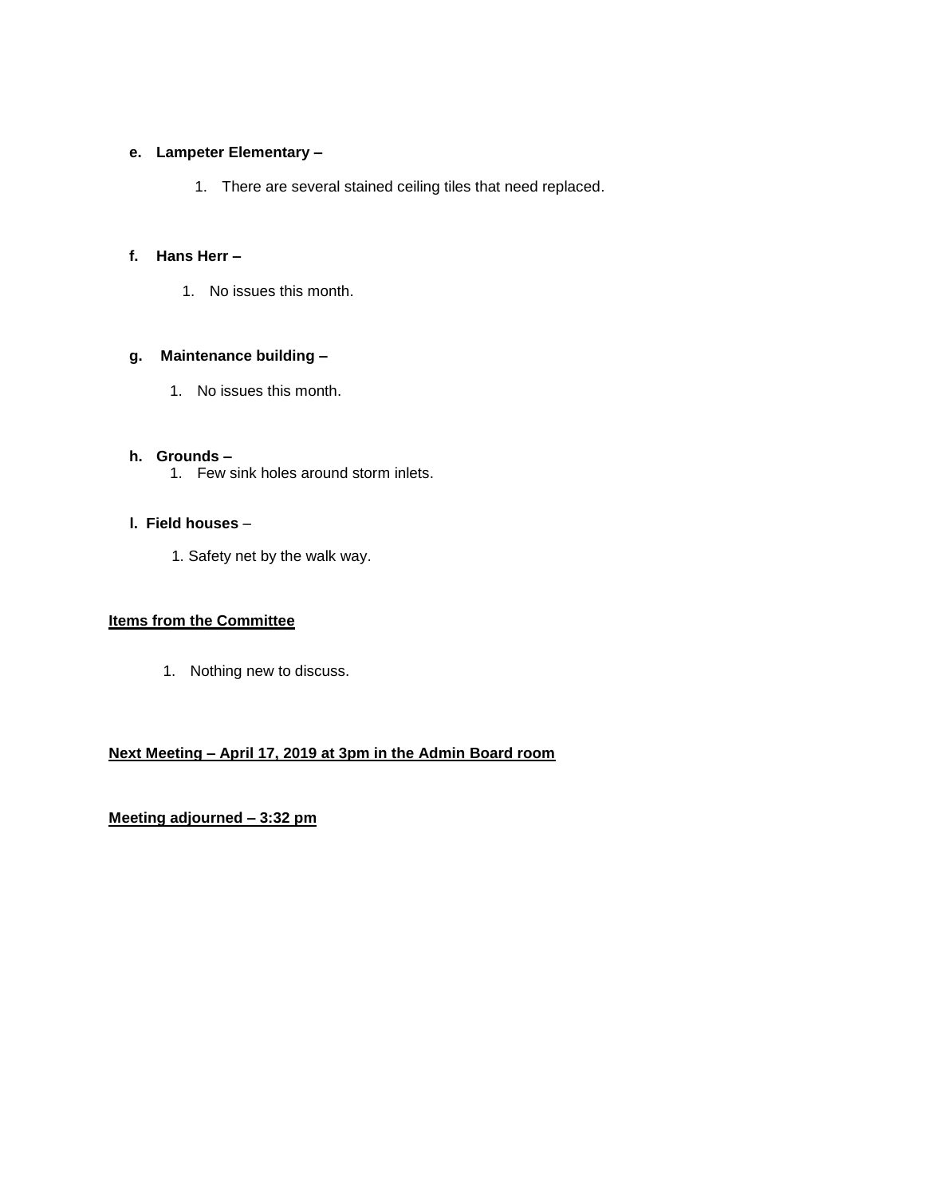**e. Lampeter Elementary –**

1. There are several stained ceiling tiles that need replaced.

**f. Hans Herr –**

1. No issues this month.

**g. Maintenance building –**

1. No issues this month.

**h. Grounds –**

1. Few sink holes around storm inlets.

**I. Field houses** –

1. Safety net by the walk way.

**Items from the Committee**

1. Nothing new to discuss.

**Next Meeting – April 17, 2019 at 3pm in the Admin Board room**

**Meeting adjourned – 3:32 pm**